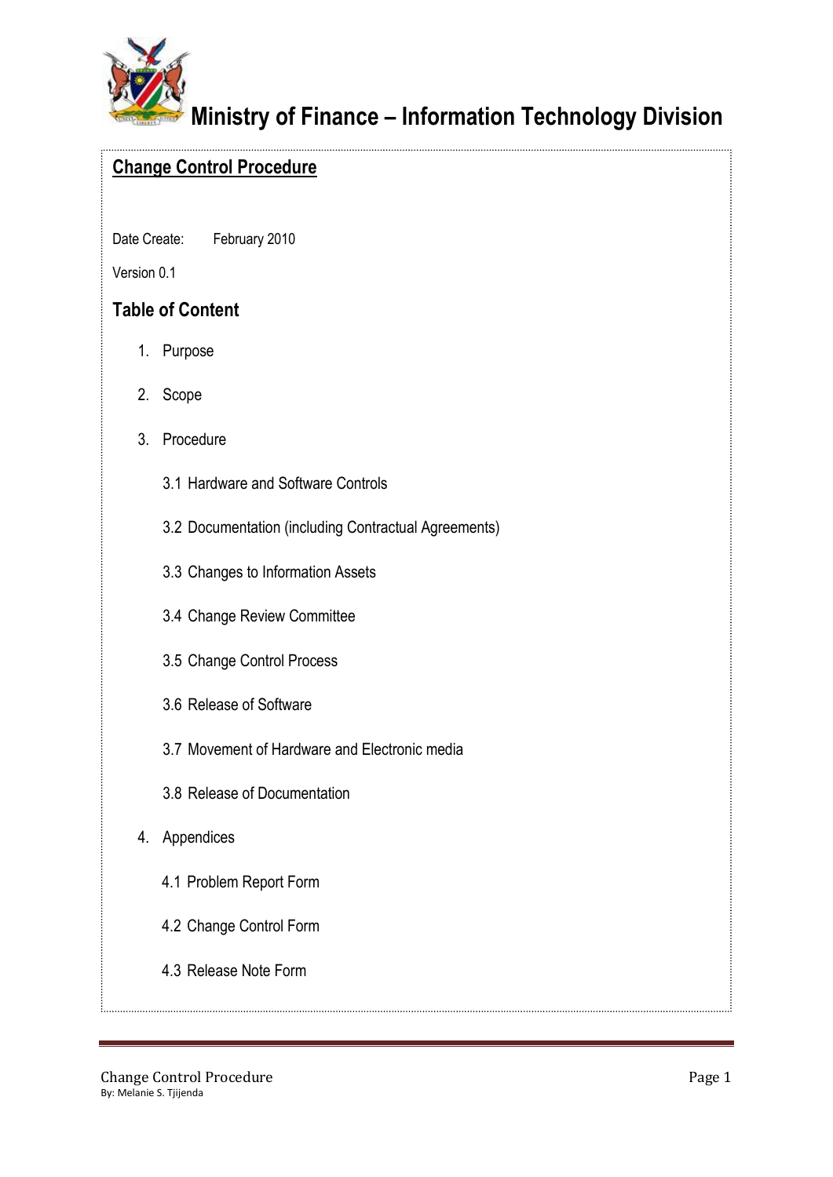# Ministry of Finance – Information Technology Division

## Change Control Procedure

Date Create: February 2010

Version 0.1

### Table of Content

1. Purpose
2. Scope
3. Procedure
   - 3.1 Hardware and Software Controls
   - 3.2 Documentation (including Contractual Agreements)
   - 3.3 Changes to Information Assets
   - 3.4 Change Review Committee
   - 3.5 Change Control Process
   - 3.6 Release of Software
   - 3.7 Movement of Hardware and Electronic media
   - 3.8 Release of Documentation
4. Appendices
   - 4.1 Problem Report Form
   - 4.2 Change Control Form
   - 4.3 Release Note Form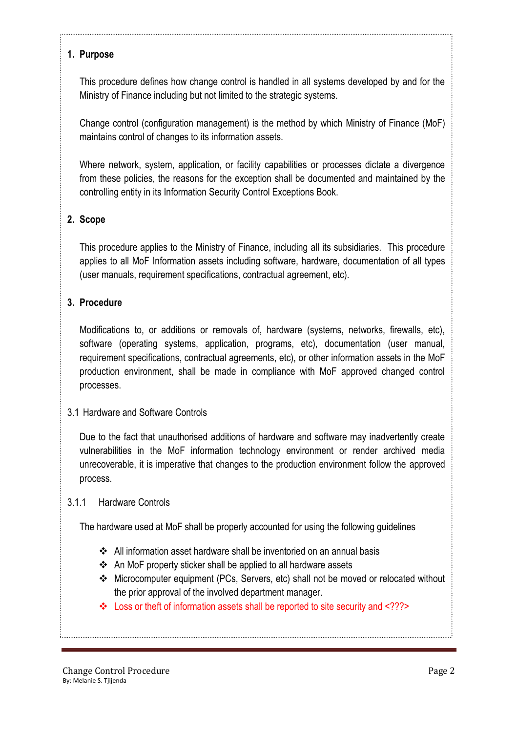## 1. Purpose

This procedure defines how change control is handled in all systems developed by and for the Ministry of Finance including but not limited to the strategic systems.

Change control (configuration management) is the method by which Ministry of Finance (MoF) maintains control of changes to its information assets.

Where network, system, application, or facility capabilities or processes dictate a divergence from these policies, the reasons for the exception shall be documented and maintained by the controlling entity in its Information Security Control Exceptions Book.

## 2. Scope

This procedure applies to the Ministry of Finance, including all its subsidiaries. This procedure applies to all MoF Information assets including software, hardware, documentation of all types (user manuals, requirement specifications, contractual agreement, etc).

## 3. Procedure

Modifications to, or additions or removals of, hardware (systems, networks, firewalls, etc), software (operating systems, application, programs, etc), documentation (user manual, requirement specifications, contractual agreements, etc), or other information assets in the MoF production environment, shall be made in compliance with MoF approved changed control processes.

### 3.1 Hardware and Software Controls

Due to the fact that unauthorised additions of hardware and software may inadvertently create vulnerabilities in the MoF information technology environment or render archived media unrecoverable, it is imperative that changes to the production environment follow the approved process.

#### 3.1.1 Hardware Controls

The hardware used at MoF shall be properly accounted for using the following guidelines

- All information asset hardware shall be inventoried on an annual basis
- An MoF property sticker shall be applied to all hardware assets
- Microcomputer equipment (PCs, Servers, etc) shall not be moved or relocated without the prior approval of the involved department manager.
- Loss or theft of information assets shall be reported to site security and <???>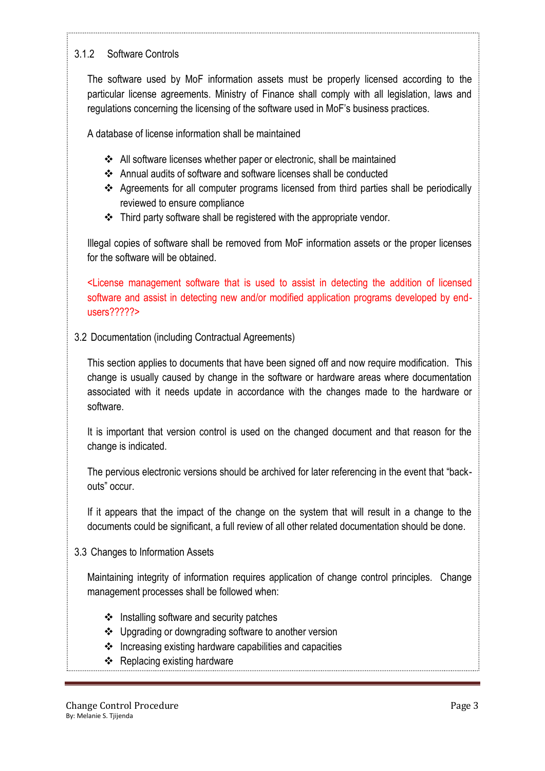### 3.1.2 Software Controls

The software used by MoF information assets must be properly licensed according to the particular license agreements. Ministry of Finance shall comply with all legislation, laws and regulations concerning the licensing of the software used in MoF's business practices.

A database of license information shall be maintained

- All software licenses whether paper or electronic, shall be maintained
- Annual audits of software and software licenses shall be conducted
- Agreements for all computer programs licensed from third parties shall be periodically reviewed to ensure compliance
- Third party software shall be registered with the appropriate vendor.

Illegal copies of software shall be removed from MoF information assets or the proper licenses for the software will be obtained.

<License management software that is used to assist in detecting the addition of licensed software and assist in detecting new and/or modified application programs developed by end-users?????>

## 3.2 Documentation (including Contractual Agreements)

This section applies to documents that have been signed off and now require modification. This change is usually caused by change in the software or hardware areas where documentation associated with it needs update in accordance with the changes made to the hardware or software.

It is important that version control is used on the changed document and that reason for the change is indicated.

The pervious electronic versions should be archived for later referencing in the event that "back-outs" occur.

If it appears that the impact of the change on the system that will result in a change to the documents could be significant, a full review of all other related documentation should be done.

## 3.3 Changes to Information Assets

Maintaining integrity of information requires application of change control principles. Change management processes shall be followed when:

- Installing software and security patches
- Upgrading or downgrading software to another version
- Increasing existing hardware capabilities and capacities
- Replacing existing hardware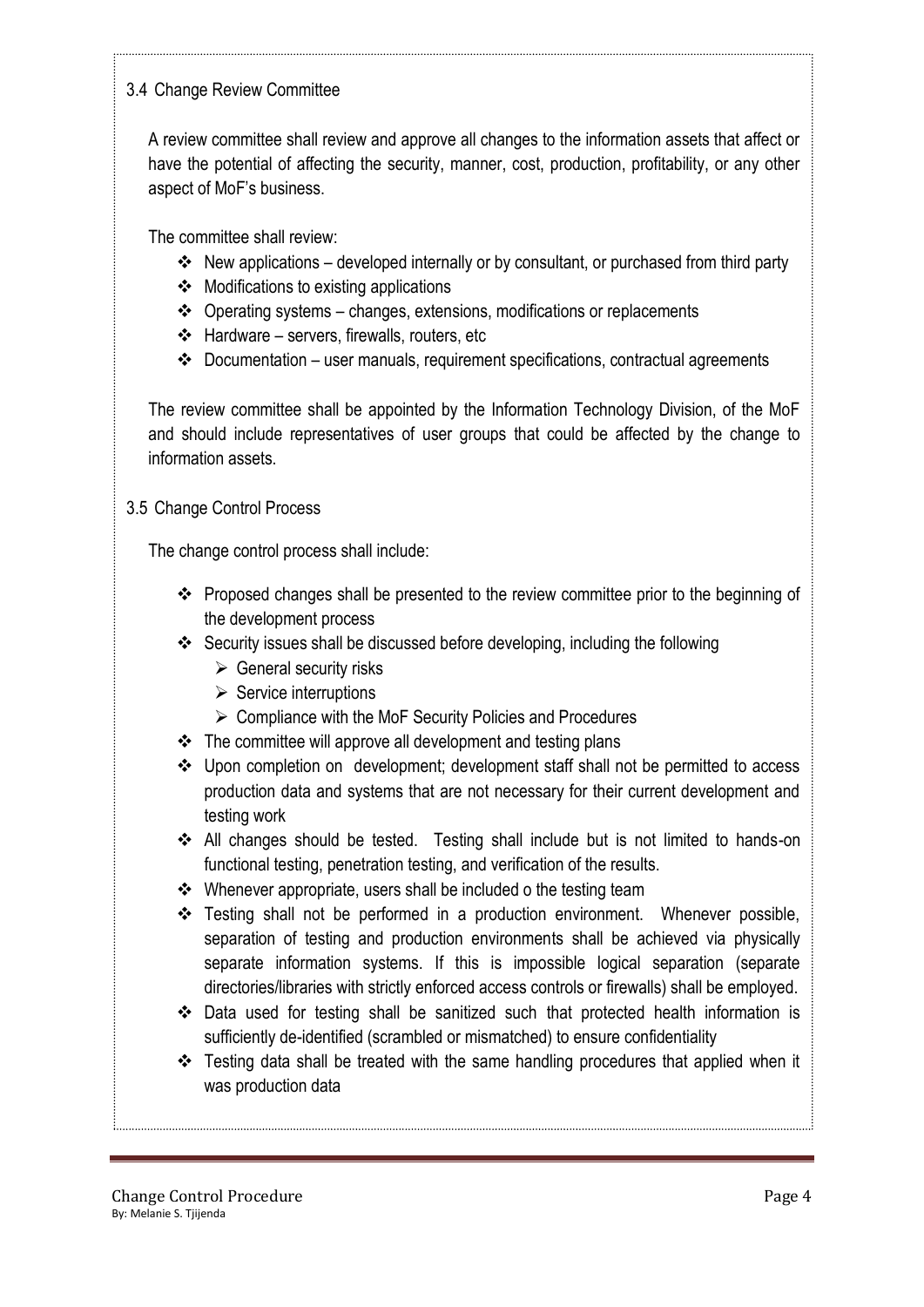## 3.4 Change Review Committee

A review committee shall review and approve all changes to the information assets that affect or have the potential of affecting the security, manner, cost, production, profitability, or any other aspect of MoF's business.

The committee shall review:

- New applications – developed internally or by consultant, or purchased from third party
- Modifications to existing applications
- Operating systems – changes, extensions, modifications or replacements
- Hardware – servers, firewalls, routers, etc
- Documentation – user manuals, requirement specifications, contractual agreements

The review committee shall be appointed by the Information Technology Division, of the MoF and should include representatives of user groups that could be affected by the change to information assets.

## 3.5 Change Control Process

The change control process shall include:

- Proposed changes shall be presented to the review committee prior to the beginning of the development process
- Security issues shall be discussed before developing, including the following
  - General security risks
  - Service interruptions
  - Compliance with the MoF Security Policies and Procedures
- The committee will approve all development and testing plans
- Upon completion on development; development staff shall not be permitted to access production data and systems that are not necessary for their current development and testing work
- All changes should be tested. Testing shall include but is not limited to hands-on functional testing, penetration testing, and verification of the results.
- Whenever appropriate, users shall be included o the testing team
- Testing shall not be performed in a production environment. Whenever possible, separation of testing and production environments shall be achieved via physically separate information systems. If this is impossible logical separation (separate directories/libraries with strictly enforced access controls or firewalls) shall be employed.
- Data used for testing shall be sanitized such that protected health information is sufficiently de-identified (scrambled or mismatched) to ensure confidentiality
- Testing data shall be treated with the same handling procedures that applied when it was production data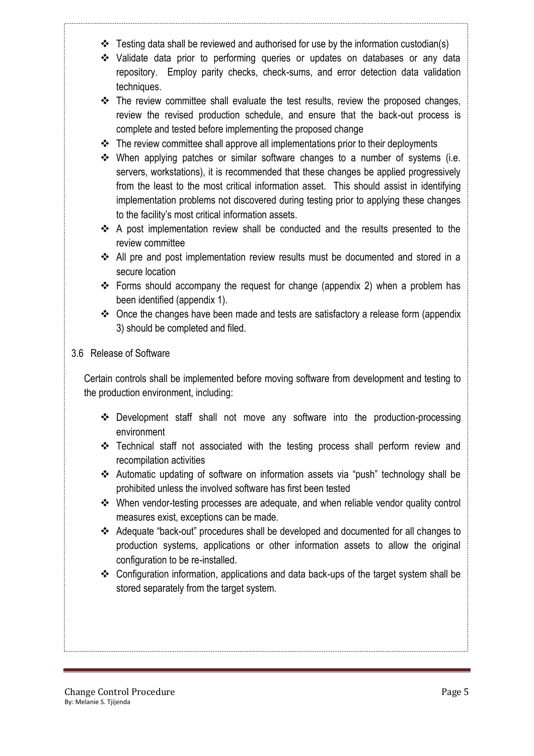- Testing data shall be reviewed and authorised for use by the information custodian(s)
- Validate data prior to performing queries or updates on databases or any data repository. Employ parity checks, check-sums, and error detection data validation techniques.
- The review committee shall evaluate the test results, review the proposed changes, review the revised production schedule, and ensure that the back-out process is complete and tested before implementing the proposed change
- The review committee shall approve all implementations prior to their deployments
- When applying patches or similar software changes to a number of systems (i.e. servers, workstations), it is recommended that these changes be applied progressively from the least to the most critical information asset. This should assist in identifying implementation problems not discovered during testing prior to applying these changes to the facility's most critical information assets.
- A post implementation review shall be conducted and the results presented to the review committee
- All pre and post implementation review results must be documented and stored in a secure location
- Forms should accompany the request for change (appendix 2) when a problem has been identified (appendix 1).
- Once the changes have been made and tests are satisfactory a release form (appendix 3) should be completed and filed.

### 3.6 Release of Software

Certain controls shall be implemented before moving software from development and testing to the production environment, including:

- Development staff shall not move any software into the production-processing environment
- Technical staff not associated with the testing process shall perform review and recompilation activities
- Automatic updating of software on information assets via "push" technology shall be prohibited unless the involved software has first been tested
- When vendor-testing processes are adequate, and when reliable vendor quality control measures exist, exceptions can be made.
- Adequate "back-out" procedures shall be developed and documented for all changes to production systems, applications or other information assets to allow the original configuration to be re-installed.
- Configuration information, applications and data back-ups of the target system shall be stored separately from the target system.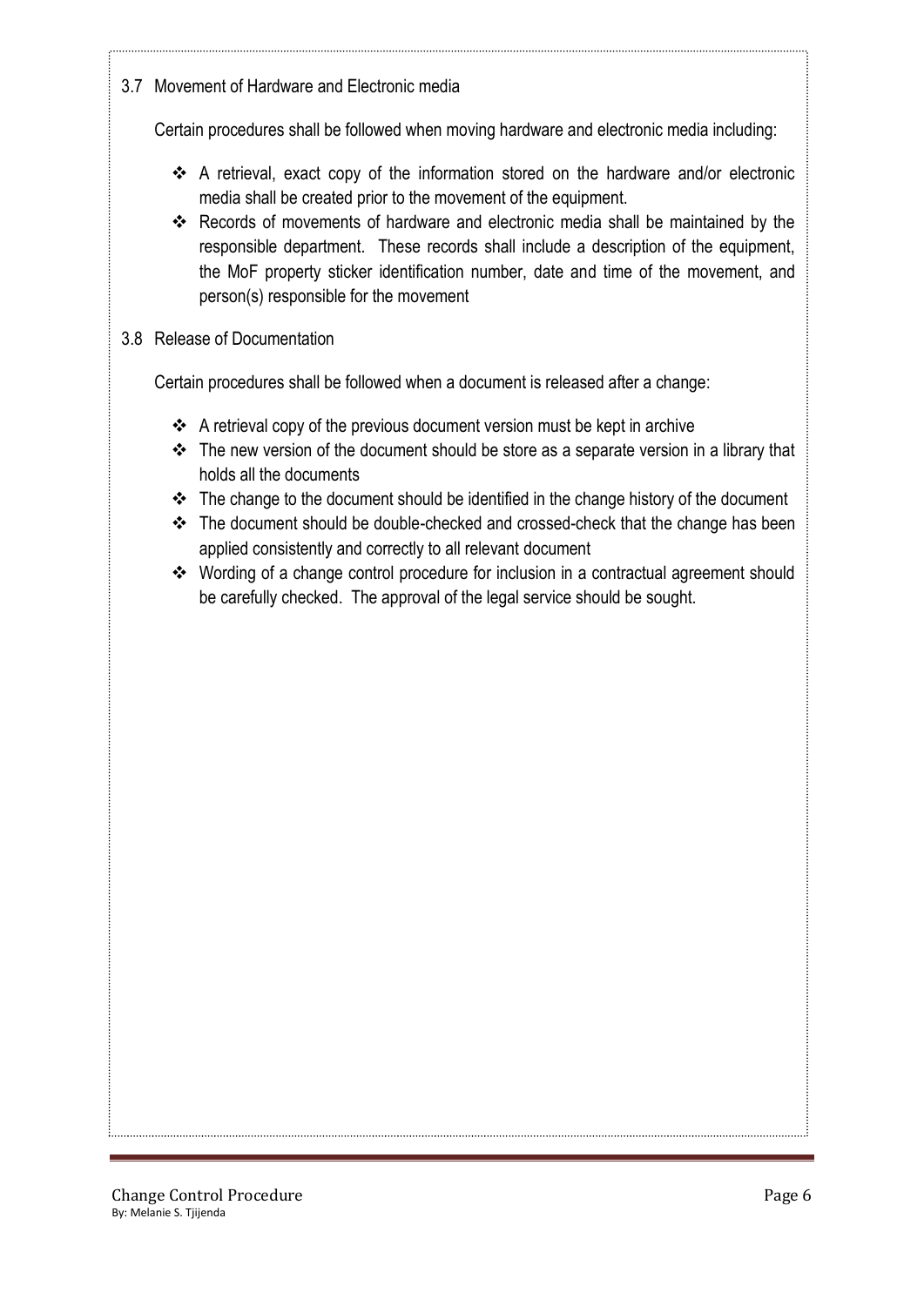## 3.7 Movement of Hardware and Electronic media

Certain procedures shall be followed when moving hardware and electronic media including:

- A retrieval, exact copy of the information stored on the hardware and/or electronic media shall be created prior to the movement of the equipment.
- Records of movements of hardware and electronic media shall be maintained by the responsible department. These records shall include a description of the equipment, the MoF property sticker identification number, date and time of the movement, and person(s) responsible for the movement

## 3.8 Release of Documentation

Certain procedures shall be followed when a document is released after a change:

- A retrieval copy of the previous document version must be kept in archive
- The new version of the document should be store as a separate version in a library that holds all the documents
- The change to the document should be identified in the change history of the document
- The document should be double-checked and crossed-check that the change has been applied consistently and correctly to all relevant document
- Wording of a change control procedure for inclusion in a contractual agreement should be carefully checked. The approval of the legal service should be sought.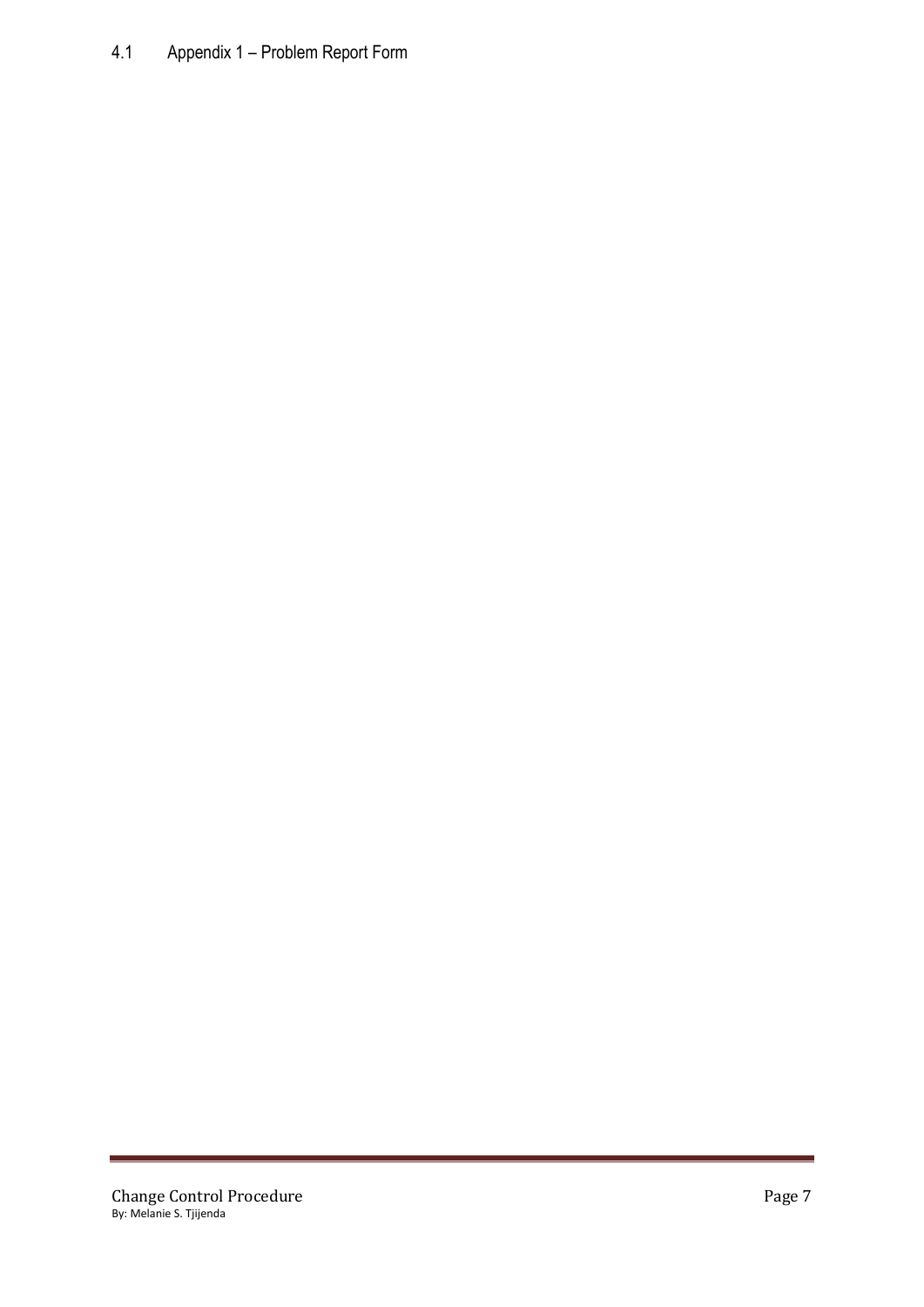## 4.1 Appendix 1 – Problem Report Form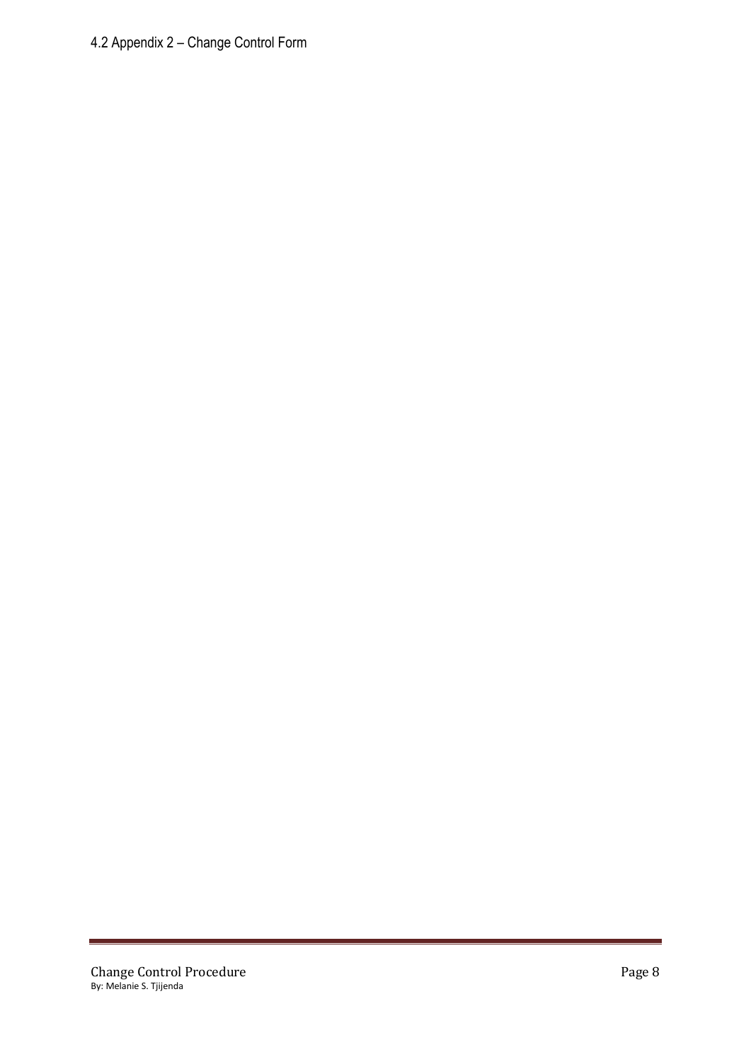## 4.2 Appendix 2 – Change Control Form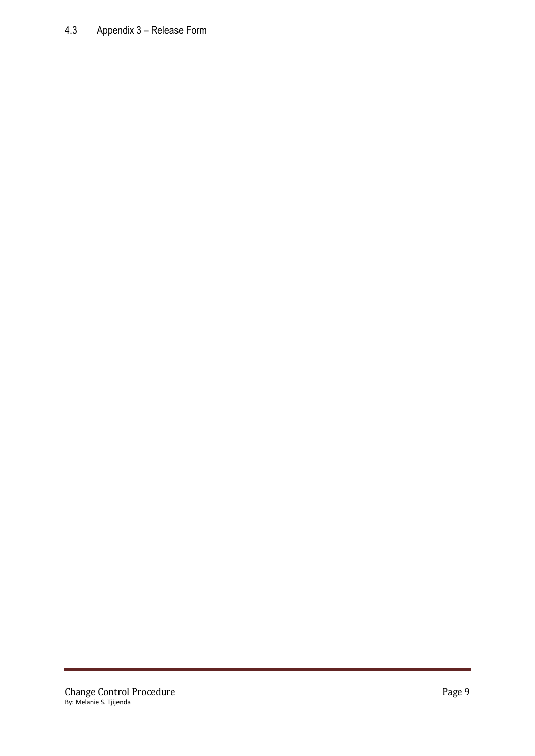## 4.3 Appendix 3 – Release Form